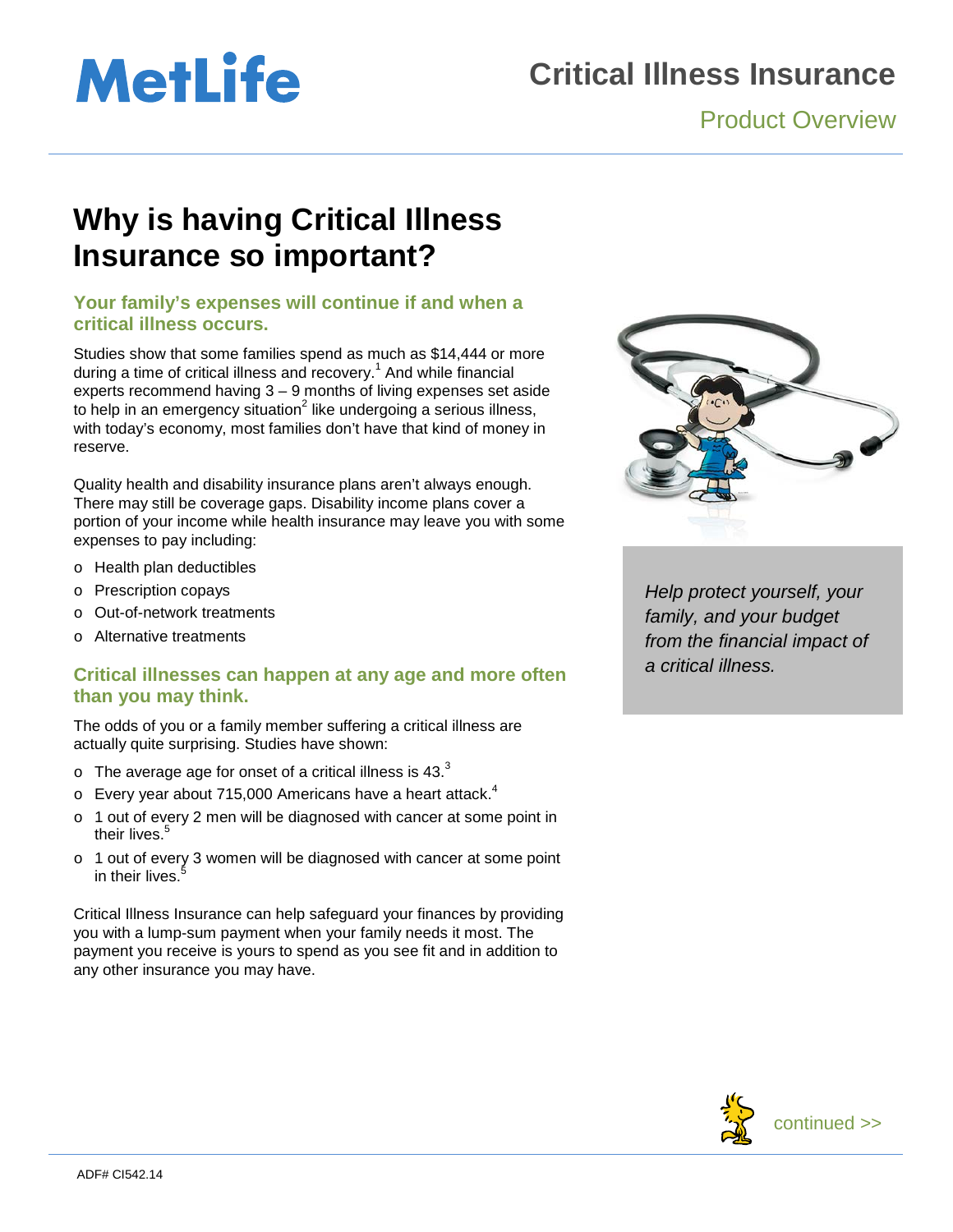# Critical Illness Insurance

## Product Overview

## Why is having Critical Illness Insurance so important?

### Your family's expenses will continue if and when a critical illness occurs.

Studies show that some families spend as much as $14,444 or more during a time of critical illness and recovery.[1] And while financial experts recommend having 3 – 9 months of living expenses set aside to help in an emergency situation[2] like undergoing a serious illness, with today's economy, most families don't have that kind of money in reserve.

Quality health and disability insurance plans aren't always enough. There may still be coverage gaps. Disability income plans cover a portion of your income while health insurance may leave you with some expenses to pay including:

- Health plan deductibles
- Prescription copays
- Out-of-network treatments
- Alternative treatments

### Critical illnesses can happen at any age and more often than you may think.

The odds of you or a family member suffering a critical illness are actually quite surprising. Studies have shown:

- The average age for onset of a critical illness is 43.[3]
- Every year about 715,000 Americans have a heart attack.[4]
- 1 out of every 2 men will be diagnosed with cancer at some point in their lives.[5]
- 1 out of every 3 women will be diagnosed with cancer at some point in their lives.[5]

Critical Illness Insurance can help safeguard your finances by providing you with a lump-sum payment when your family needs it most. The payment you receive is yours to spend as you see fit and in addition to any other insurance you may have.

*Help protect yourself, your family, and your budget from the financial impact of a critical illness.*

continued >>

ADF# CI542.14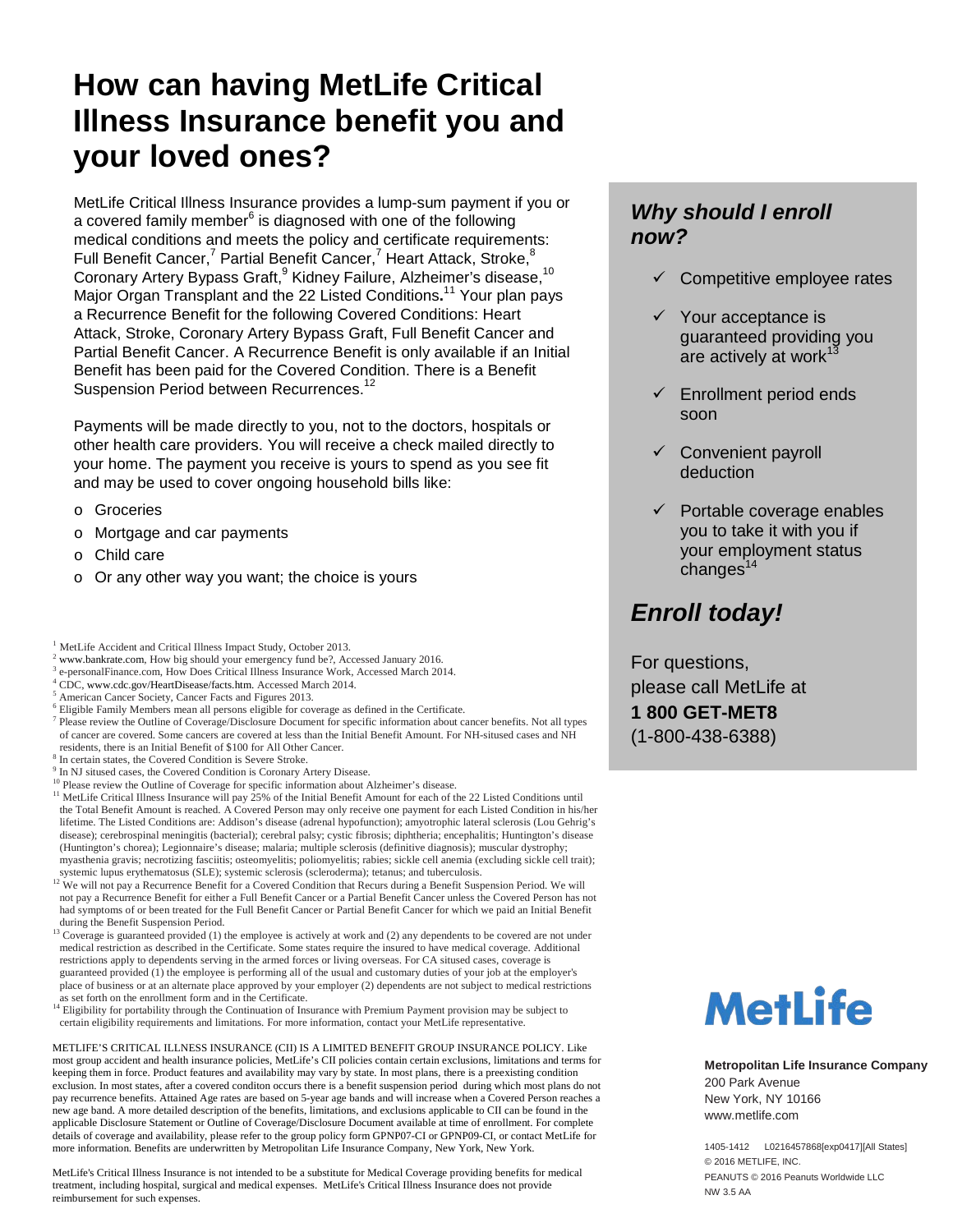# How can having MetLife Critical Illness Insurance benefit you and your loved ones?

MetLife Critical Illness Insurance provides a lump-sum payment if you or a covered family member[6] is diagnosed with one of the following medical conditions and meets the policy and certificate requirements: Full Benefit Cancer,[7] Partial Benefit Cancer,[7] Heart Attack, Stroke,[8] Coronary Artery Bypass Graft,[9] Kidney Failure, Alzheimer's disease,[10] Major Organ Transplant and the 22 Listed Conditions**.**[11] Your plan pays a Recurrence Benefit for the following Covered Conditions: Heart Attack, Stroke, Coronary Artery Bypass Graft, Full Benefit Cancer and Partial Benefit Cancer. A Recurrence Benefit is only available if an Initial Benefit has been paid for the Covered Condition. There is a Benefit Suspension Period between Recurrences.[12]

Payments will be made directly to you, not to the doctors, hospitals or other health care providers. You will receive a check mailed directly to your home. The payment you receive is yours to spend as you see fit and may be used to cover ongoing household bills like:

- Groceries
- Mortgage and car payments
- Child care
- Or any other way you want; the choice is yours

## *Why should I enroll now?*

- ✓ Competitive employee rates
- ✓ Your acceptance is guaranteed providing you are actively at work[13]
- ✓ Enrollment period ends soon
- ✓ Convenient payroll deduction
- ✓ Portable coverage enables you to take it with you if your employment status changes[14]

## *Enroll today!*

For questions, please call MetLife at **1 800 GET-MET8** (1-800-438-6388)

[1] MetLife Accident and Critical Illness Impact Study, October 2013.
[2] www.bankrate.com, How big should your emergency fund be?, Accessed January 2016.
[3] e-personalFinance.com, How Does Critical Illness Insurance Work, Accessed March 2014.
[4] CDC, www.cdc.gov/HeartDisease/facts.htm. Accessed March 2014.
[5] American Cancer Society, Cancer Facts and Figures 2013.
[6] Eligible Family Members mean all persons eligible for coverage as defined in the Certificate.
[7] Please review the Outline of Coverage/Disclosure Document for specific information about cancer benefits. Not all types of cancer are covered. Some cancers are covered at less than the Initial Benefit Amount. For NH-sitused cases and NH residents, there is an Initial Benefit of $100 for All Other Cancer.
[8] In certain states, the Covered Condition is Severe Stroke.
[9] In NJ sitused cases, the Covered Condition is Coronary Artery Disease.
[10] Please review the Outline of Coverage for specific information about Alzheimer's disease.
[11] MetLife Critical Illness Insurance will pay 25% of the Initial Benefit Amount for each of the 22 Listed Conditions until the Total Benefit Amount is reached. A Covered Person may only receive one payment for each Listed Condition in his/her lifetime. The Listed Conditions are: Addison's disease (adrenal hypofunction); amyotrophic lateral sclerosis (Lou Gehrig's disease); cerebrospinal meningitis (bacterial); cerebral palsy; cystic fibrosis; diphtheria; encephalitis; Huntington's disease (Huntington's chorea); Legionnaire's disease; malaria; multiple sclerosis (definitive diagnosis); muscular dystrophy; myasthenia gravis; necrotizing fasciitis; osteomyelitis; poliomyelitis; rabies; sickle cell anemia (excluding sickle cell trait); systemic lupus erythematosus (SLE); systemic sclerosis (scleroderma); tetanus; and tuberculosis.
[12] We will not pay a Recurrence Benefit for a Covered Condition that Recurs during a Benefit Suspension Period. We will not pay a Recurrence Benefit for either a Full Benefit Cancer or a Partial Benefit Cancer unless the Covered Person has not had symptoms of or been treated for the Full Benefit Cancer or Partial Benefit Cancer for which we paid an Initial Benefit during the Benefit Suspension Period.
[13] Coverage is guaranteed provided (1) the employee is actively at work and (2) any dependents to be covered are not under medical restriction as described in the Certificate. Some states require the insured to have medical coverage. Additional restrictions apply to dependents serving in the armed forces or living overseas. For CA sitused cases, coverage is guaranteed provided (1) the employee is performing all of the usual and customary duties of your job at the employer's place of business or at an alternate place approved by your employer (2) dependents are not subject to medical restrictions as set forth on the enrollment form and in the Certificate.
[14] Eligibility for portability through the Continuation of Insurance with Premium Payment provision may be subject to certain eligibility requirements and limitations. For more information, contact your MetLife representative.

METLIFE'S CRITICAL ILLNESS INSURANCE (CII) IS A LIMITED BENEFIT GROUP INSURANCE POLICY. Like most group accident and health insurance policies, MetLife's CII policies contain certain exclusions, limitations and terms for keeping them in force. Product features and availability may vary by state. In most plans, there is a preexisting condition exclusion. In most states, after a covered conditon occurs there is a benefit suspension period during which most plans do not pay recurrence benefits. Attained Age rates are based on 5-year age bands and will increase when a Covered Person reaches a new age band. A more detailed description of the benefits, limitations, and exclusions applicable to CII can be found in the applicable Disclosure Statement or Outline of Coverage/Disclosure Document available at time of enrollment. For complete details of coverage and availability, please refer to the group policy form GPNP07-CI or GPNP09-CI, or contact MetLife for more information. Benefits are underwritten by Metropolitan Life Insurance Company, New York, New York.

MetLife's Critical Illness Insurance is not intended to be a substitute for Medical Coverage providing benefits for medical treatment, including hospital, surgical and medical expenses. MetLife's Critical Illness Insurance does not provide reimbursement for such expenses.

MetLife

**Metropolitan Life Insurance Company**
200 Park Avenue
New York, NY 10166
www.metlife.com

1405-1412 L0216457868[exp0417][All States]
© 2016 METLIFE, INC.
PEANUTS © 2016 Peanuts Worldwide LLC
NW 3.5 AA